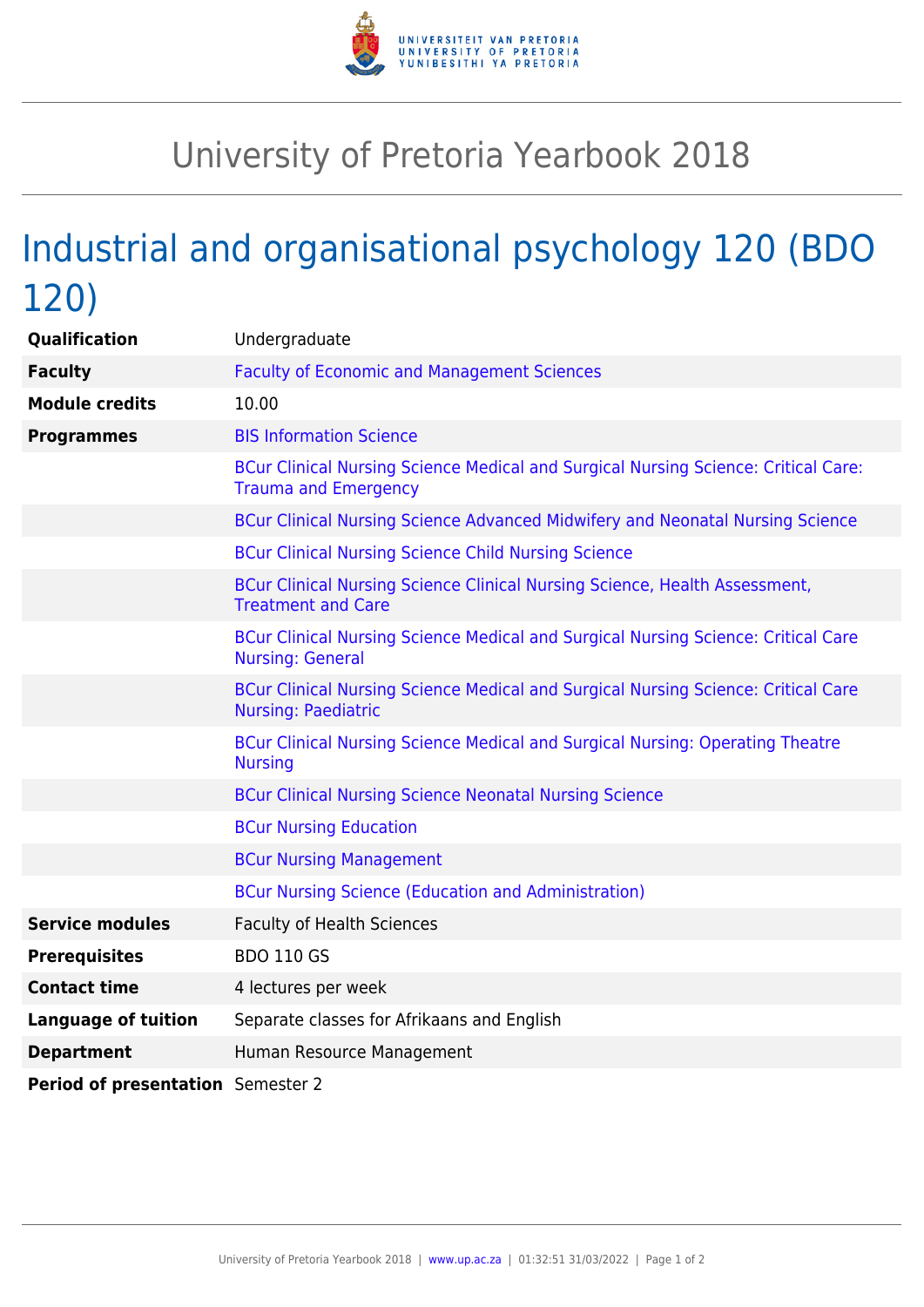# University of Pretoria Yearbook 2018

## Industrial and organisational psychology 120 (BDO 120)

| | |
|---|---|
| **Qualification** | Undergraduate |
| **Faculty** | Faculty of Economic and Management Sciences |
| **Module credits** | 10.00 |
| **Programmes** | BIS Information Science |
| | BCur Clinical Nursing Science Medical and Surgical Nursing Science: Critical Care: Trauma and Emergency |
| | BCur Clinical Nursing Science Advanced Midwifery and Neonatal Nursing Science |
| | BCur Clinical Nursing Science Child Nursing Science |
| | BCur Clinical Nursing Science Clinical Nursing Science, Health Assessment, Treatment and Care |
| | BCur Clinical Nursing Science Medical and Surgical Nursing Science: Critical Care Nursing: General |
| | BCur Clinical Nursing Science Medical and Surgical Nursing Science: Critical Care Nursing: Paediatric |
| | BCur Clinical Nursing Science Medical and Surgical Nursing: Operating Theatre Nursing |
| | BCur Clinical Nursing Science Neonatal Nursing Science |
| | BCur Nursing Education |
| | BCur Nursing Management |
| | BCur Nursing Science (Education and Administration) |
| **Service modules** | Faculty of Health Sciences |
| **Prerequisites** | BDO 110 GS |
| **Contact time** | 4 lectures per week |
| **Language of tuition** | Separate classes for Afrikaans and English |
| **Department** | Human Resource Management |
| **Period of presentation** | Semester 2 |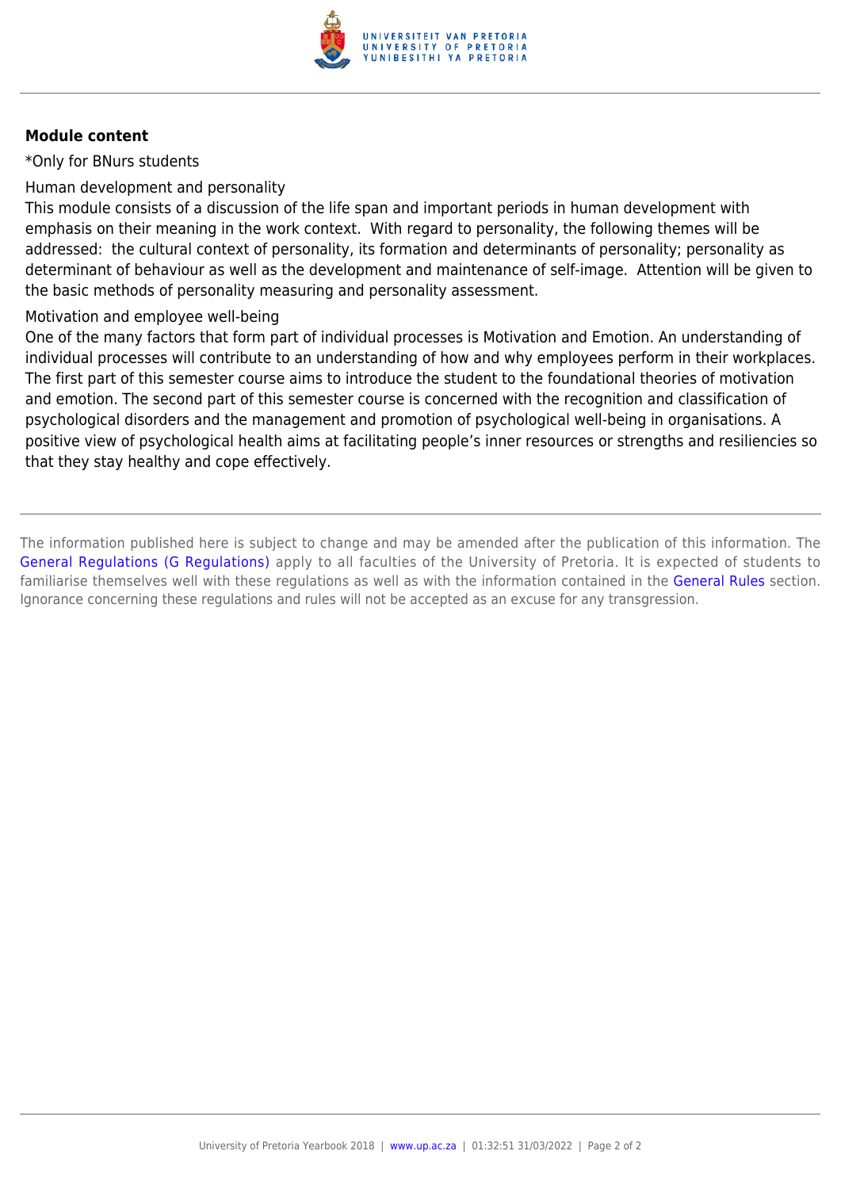**Module content**

*Only for BNurs students

Human development and personality

This module consists of a discussion of the life span and important periods in human development with emphasis on their meaning in the work context. With regard to personality, the following themes will be addressed: the cultural context of personality, its formation and determinants of personality; personality as determinant of behaviour as well as the development and maintenance of self-image. Attention will be given to the basic methods of personality measuring and personality assessment.

Motivation and employee well-being

One of the many factors that form part of individual processes is Motivation and Emotion. An understanding of individual processes will contribute to an understanding of how and why employees perform in their workplaces. The first part of this semester course aims to introduce the student to the foundational theories of motivation and emotion. The second part of this semester course is concerned with the recognition and classification of psychological disorders and the management and promotion of psychological well-being in organisations. A positive view of psychological health aims at facilitating people's inner resources or strengths and resiliencies so that they stay healthy and cope effectively.

---

The information published here is subject to change and may be amended after the publication of this information. The General Regulations (G Regulations) apply to all faculties of the University of Pretoria. It is expected of students to familiarise themselves well with these regulations as well as with the information contained in the General Rules section. Ignorance concerning these regulations and rules will not be accepted as an excuse for any transgression.